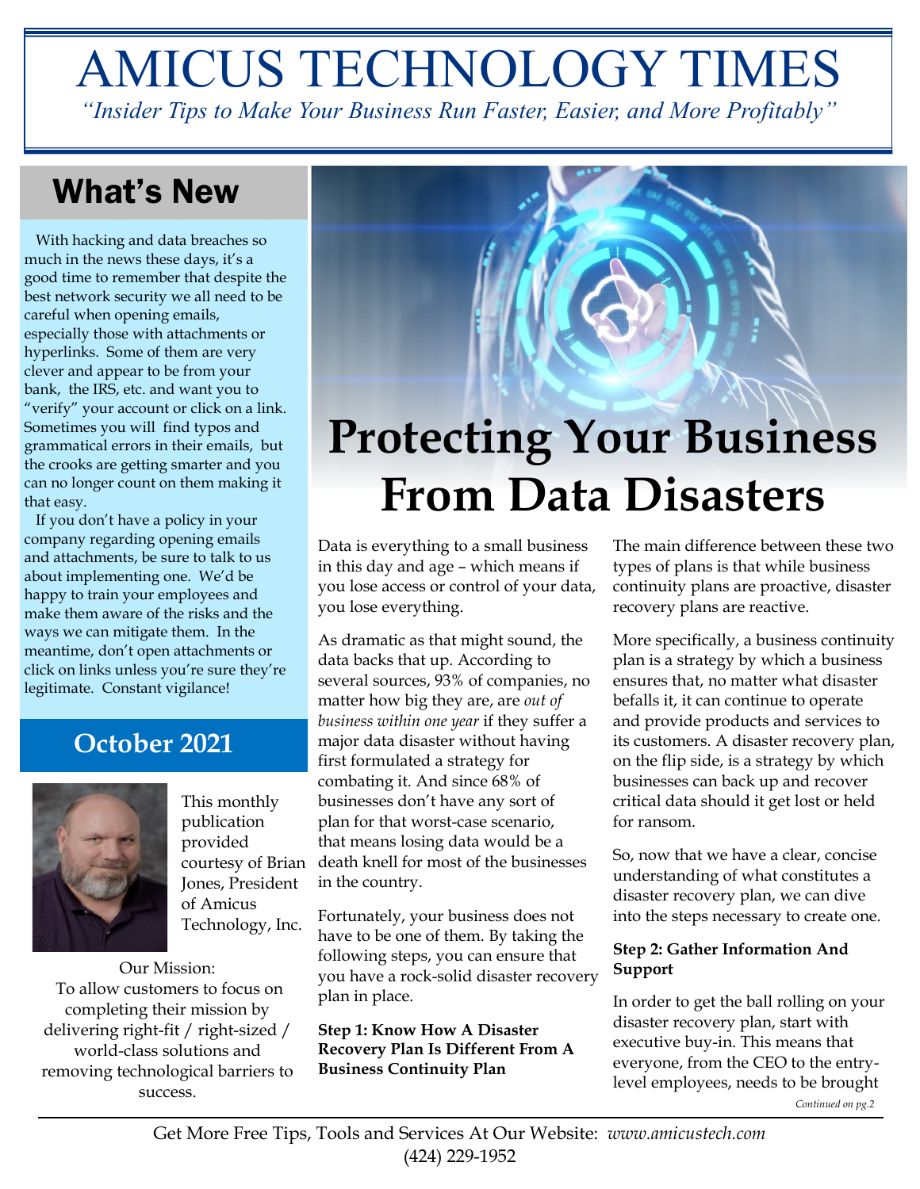# AMICUS TECHNOLOGY TIMES

*"Insider Tips to Make Your Business Run Faster, Easier, and More Profitably"*

## What's New

With hacking and data breaches so much in the news these days, it's a good time to remember that despite the best network security we all need to be careful when opening emails, especially those with attachments or hyperlinks. Some of them are very clever and appear to be from your bank, the IRS, etc. and want you to "verify" your account or click on a link. Sometimes you will find typos and grammatical errors in their emails, but the crooks are getting smarter and you can no longer count on them making it that easy.

If you don't have a policy in your company regarding opening emails and attachments, be sure to talk to us about implementing one. We'd be happy to train your employees and make them aware of the risks and the ways we can mitigate them. In the meantime, don't open attachments or click on links unless you're sure they're legitimate. Constant vigilance!

### October 2021

This monthly publication provided courtesy of Brian Jones, President of Amicus Technology, Inc.

Our Mission:
To allow customers to focus on completing their mission by delivering right-fit / right-sized / world-class solutions and removing technological barriers to success.

# Protecting Your Business From Data Disasters

Data is everything to a small business in this day and age – which means if you lose access or control of your data, you lose everything.

As dramatic as that might sound, the data backs that up. According to several sources, 93% of companies, no matter how big they are, are *out of business within one year* if they suffer a major data disaster without having first formulated a strategy for combating it. And since 68% of businesses don't have any sort of plan for that worst-case scenario, that means losing data would be a death knell for most of the businesses in the country.

Fortunately, your business does not have to be one of them. By taking the following steps, you can ensure that you have a rock-solid disaster recovery plan in place.

**Step 1: Know How A Disaster Recovery Plan Is Different From A Business Continuity Plan**

The main difference between these two types of plans is that while business continuity plans are proactive, disaster recovery plans are reactive.

More specifically, a business continuity plan is a strategy by which a business ensures that, no matter what disaster befalls it, it can continue to operate and provide products and services to its customers. A disaster recovery plan, on the flip side, is a strategy by which businesses can back up and recover critical data should it get lost or held for ransom.

So, now that we have a clear, concise understanding of what constitutes a disaster recovery plan, we can dive into the steps necessary to create one.

**Step 2: Gather Information And Support**

In order to get the ball rolling on your disaster recovery plan, start with executive buy-in. This means that everyone, from the CEO to the entry-level employees, needs to be brought

*Continued on pg.2*

Get More Free Tips, Tools and Services At Our Website: *www.amicustech.com*
(424) 229-1952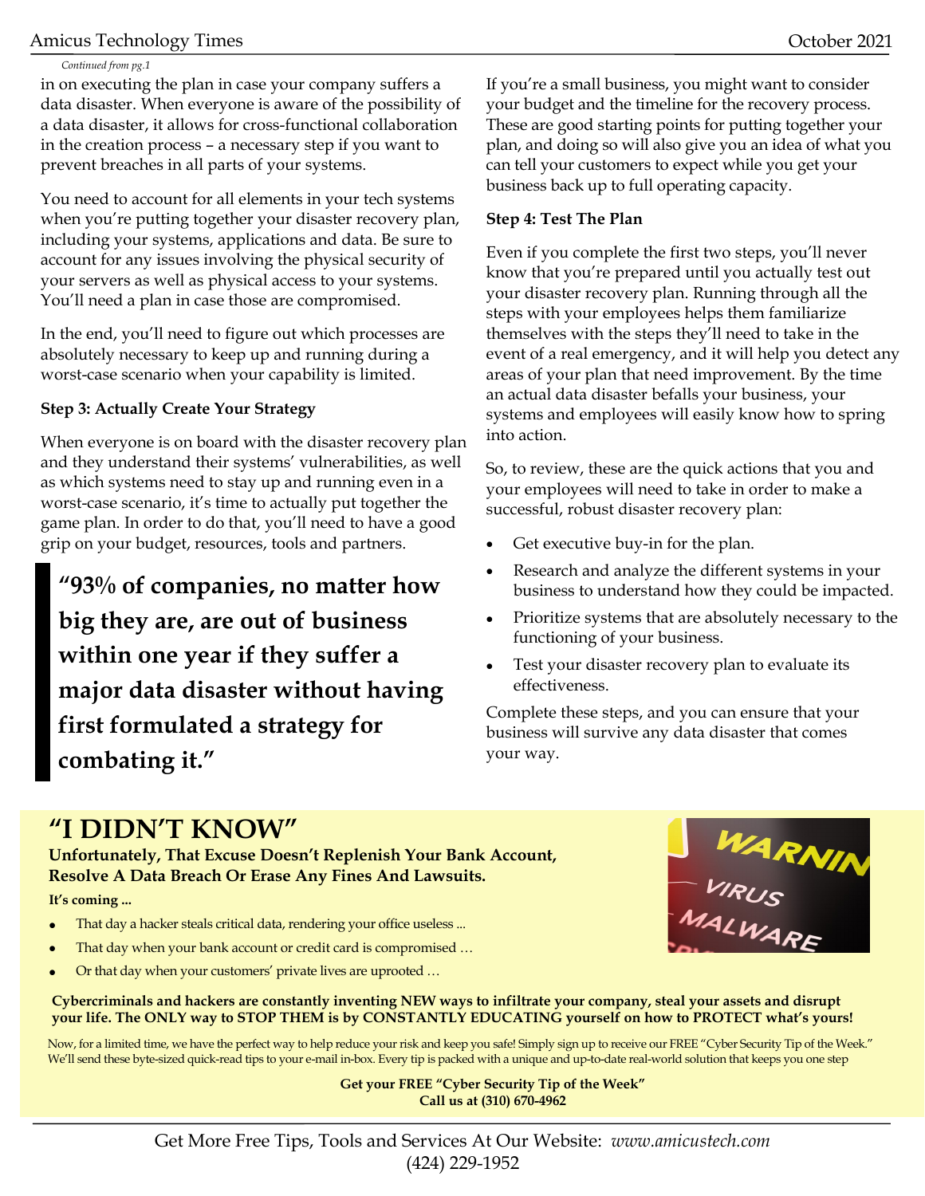*Continued from pg.1*

in on executing the plan in case your company suffers a data disaster. When everyone is aware of the possibility of a data disaster, it allows for cross-functional collaboration in the creation process – a necessary step if you want to prevent breaches in all parts of your systems.

You need to account for all elements in your tech systems when you're putting together your disaster recovery plan, including your systems, applications and data. Be sure to account for any issues involving the physical security of your servers as well as physical access to your systems. You'll need a plan in case those are compromised.

In the end, you'll need to figure out which processes are absolutely necessary to keep up and running during a worst-case scenario when your capability is limited.

**Step 3: Actually Create Your Strategy**

When everyone is on board with the disaster recovery plan and they understand their systems' vulnerabilities, as well as which systems need to stay up and running even in a worst-case scenario, it's time to actually put together the game plan. In order to do that, you'll need to have a good grip on your budget, resources, tools and partners.

> **"93% of companies, no matter how big they are, are out of business within one year if they suffer a major data disaster without having first formulated a strategy for combating it."**

If you're a small business, you might want to consider your budget and the timeline for the recovery process. These are good starting points for putting together your plan, and doing so will also give you an idea of what you can tell your customers to expect while you get your business back up to full operating capacity.

**Step 4: Test The Plan**

Even if you complete the first two steps, you'll never know that you're prepared until you actually test out your disaster recovery plan. Running through all the steps with your employees helps them familiarize themselves with the steps they'll need to take in the event of a real emergency, and it will help you detect any areas of your plan that need improvement. By the time an actual data disaster befalls your business, your systems and employees will easily know how to spring into action.

So, to review, these are the quick actions that you and your employees will need to take in order to make a successful, robust disaster recovery plan:

- Get executive buy-in for the plan.
- Research and analyze the different systems in your business to understand how they could be impacted.
- Prioritize systems that are absolutely necessary to the functioning of your business.
- Test your disaster recovery plan to evaluate its effectiveness.

Complete these steps, and you can ensure that your business will survive any data disaster that comes your way.

# "I DIDN'T KNOW"

**Unfortunately, That Excuse Doesn't Replenish Your Bank Account, Resolve A Data Breach Or Erase Any Fines And Lawsuits.**

**It's coming ...**

- That day a hacker steals critical data, rendering your office useless ...
- That day when your bank account or credit card is compromised …
- Or that day when your customers' private lives are uprooted …

**Cybercriminals and hackers are constantly inventing NEW ways to infiltrate your company, steal your assets and disrupt your life. The ONLY way to STOP THEM is by CONSTANTLY EDUCATING yourself on how to PROTECT what's yours!**

Now, for a limited time, we have the perfect way to help reduce your risk and keep you safe! Simply sign up to receive our FREE "Cyber Security Tip of the Week." We'll send these byte-sized quick-read tips to your e-mail in-box. Every tip is packed with a unique and up-to-date real-world solution that keeps you one step

**Get your FREE "Cyber Security Tip of the Week"**
**Call us at (310) 670-4962**

Get More Free Tips, Tools and Services At Our Website: *www.amicustech.com*
(424) 229-1952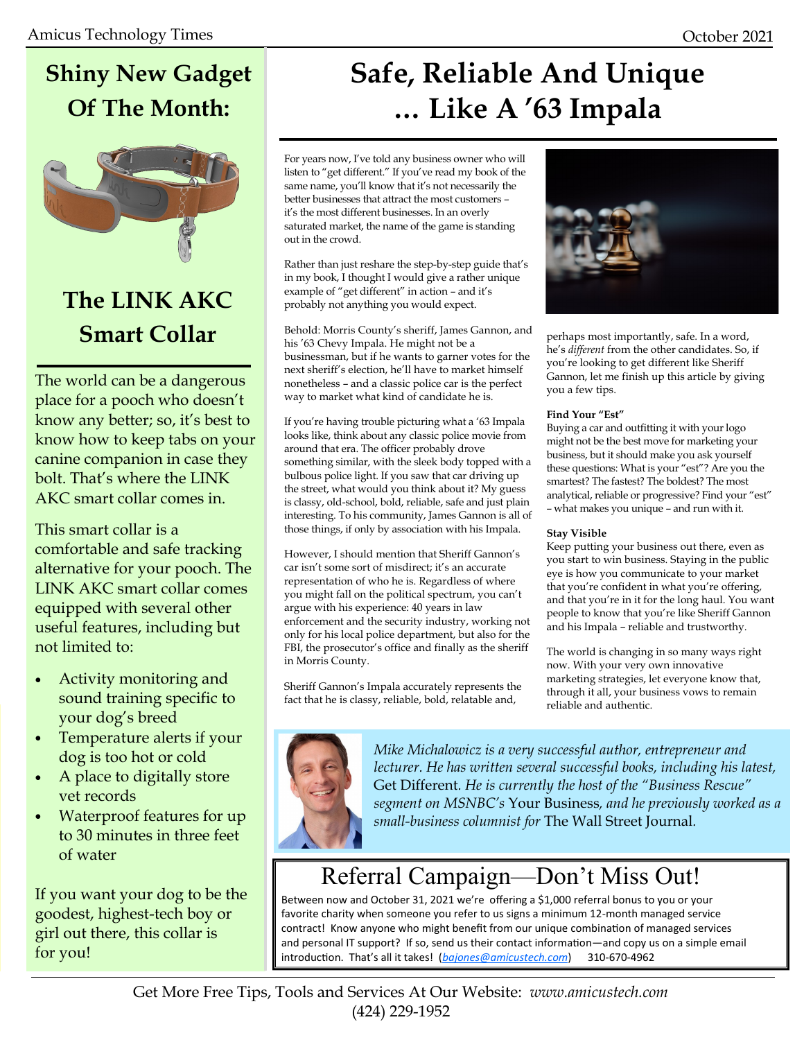## Shiny New Gadget Of The Month:

## The LINK AKC Smart Collar

The world can be a dangerous place for a pooch who doesn't know any better; so, it's best to know how to keep tabs on your canine companion in case they bolt. That's where the LINK AKC smart collar comes in.

This smart collar is a comfortable and safe tracking alternative for your pooch. The LINK AKC smart collar comes equipped with several other useful features, including but not limited to:

- Activity monitoring and sound training specific to your dog's breed
- Temperature alerts if your dog is too hot or cold
- A place to digitally store vet records
- Waterproof features for up to 30 minutes in three feet of water

If you want your dog to be the goodest, highest-tech boy or girl out there, this collar is for you!

# Safe, Reliable And Unique … Like A '63 Impala

For years now, I've told any business owner who will listen to "get different." If you've read my book of the same name, you'll know that it's not necessarily the better businesses that attract the most customers – it's the most different businesses. In an overly saturated market, the name of the game is standing out in the crowd.

Rather than just reshare the step-by-step guide that's in my book, I thought I would give a rather unique example of "get different" in action – and it's probably not anything you would expect.

Behold: Morris County's sheriff, James Gannon, and his '63 Chevy Impala. He might not be a businessman, but if he wants to garner votes for the next sheriff's election, he'll have to market himself nonetheless – and a classic police car is the perfect way to market what kind of candidate he is.

If you're having trouble picturing what a '63 Impala looks like, think about any classic police movie from around that era. The officer probably drove something similar, with the sleek body topped with a bulbous police light. If you saw that car driving up the street, what would you think about it? My guess is classy, old-school, bold, reliable, safe and just plain interesting. To his community, James Gannon is all of those things, if only by association with his Impala.

However, I should mention that Sheriff Gannon's car isn't some sort of misdirect; it's an accurate representation of who he is. Regardless of where you might fall on the political spectrum, you can't argue with his experience: 40 years in law enforcement and the security industry, working not only for his local police department, but also for the FBI, the prosecutor's office and finally as the sheriff in Morris County.

Sheriff Gannon's Impala accurately represents the fact that he is classy, reliable, bold, relatable and, perhaps most importantly, safe. In a word, he's *different* from the other candidates. So, if you're looking to get different like Sheriff Gannon, let me finish up this article by giving you a few tips.

**Find Your "Est"**
Buying a car and outfitting it with your logo might not be the best move for marketing your business, but it should make you ask yourself these questions: What is your "est"? Are you the smartest? The fastest? The boldest? The most analytical, reliable or progressive? Find your "est" – what makes you unique – and run with it.

**Stay Visible**
Keep putting your business out there, even as you start to win business. Staying in the public eye is how you communicate to your market that you're confident in what you're offering, and that you're in it for the long haul. You want people to know that you're like Sheriff Gannon and his Impala – reliable and trustworthy.

The world is changing in so many ways right now. With your very own innovative marketing strategies, let everyone know that, through it all, your business vows to remain reliable and authentic.

*Mike Michalowicz is a very successful author, entrepreneur and lecturer. He has written several successful books, including his latest,* Get Different. *He is currently the host of the "Business Rescue" segment on MSNBC's* Your Business, *and he previously worked as a small-business columnist for* The Wall Street Journal.

## Referral Campaign—Don't Miss Out!

Between now and October 31, 2021 we're offering a $1,000 referral bonus to you or your favorite charity when someone you refer to us signs a minimum 12-month managed service contract! Know anyone who might benefit from our unique combination of managed services and personal IT support? If so, send us their contact information—and copy us on a simple email introduction. That's all it takes! (*bajones@amicustech.com*) 310-670-4962

Get More Free Tips, Tools and Services At Our Website: *www.amicustech.com*
(424) 229-1952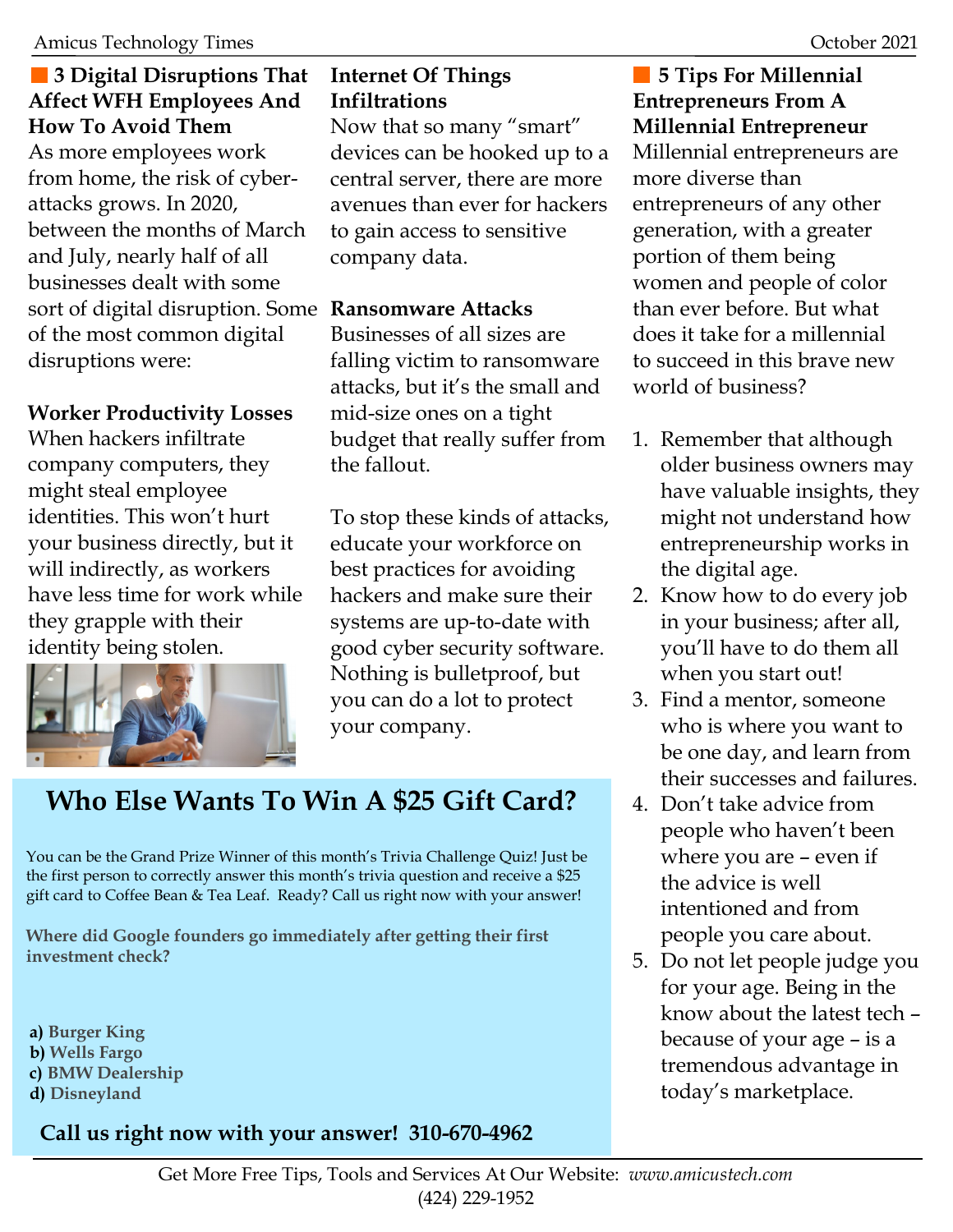## 3 Digital Disruptions That Affect WFH Employees And How To Avoid Them

As more employees work from home, the risk of cyber-attacks grows. In 2020, between the months of March and July, nearly half of all businesses dealt with some sort of digital disruption. Some of the most common digital disruptions were:

**Worker Productivity Losses**
When hackers infiltrate company computers, they might steal employee identities. This won't hurt your business directly, but it will indirectly, as workers have less time for work while they grapple with their identity being stolen.

**Internet Of Things Infiltrations**
Now that so many "smart" devices can be hooked up to a central server, there are more avenues than ever for hackers to gain access to sensitive company data.

**Ransomware Attacks**
Businesses of all sizes are falling victim to ransomware attacks, but it's the small and mid-size ones on a tight budget that really suffer from the fallout.

To stop these kinds of attacks, educate your workforce on best practices for avoiding hackers and make sure their systems are up-to-date with good cyber security software. Nothing is bulletproof, but you can do a lot to protect your company.

## 5 Tips For Millennial Entrepreneurs From A Millennial Entrepreneur

Millennial entrepreneurs are more diverse than entrepreneurs of any other generation, with a greater portion of them being women and people of color than ever before. But what does it take for a millennial to succeed in this brave new world of business?

1. Remember that although older business owners may have valuable insights, they might not understand how entrepreneurship works in the digital age.
2. Know how to do every job in your business; after all, you'll have to do them all when you start out!
3. Find a mentor, someone who is where you want to be one day, and learn from their successes and failures.
4. Don't take advice from people who haven't been where you are – even if the advice is well intentioned and from people you care about.
5. Do not let people judge you for your age. Being in the know about the latest tech – because of your age – is a tremendous advantage in today's marketplace.

## Who Else Wants To Win A $25 Gift Card?

You can be the Grand Prize Winner of this month's Trivia Challenge Quiz! Just be the first person to correctly answer this month's trivia question and receive a $25 gift card to Coffee Bean & Tea Leaf. Ready? Call us right now with your answer!

**Where did Google founders go immediately after getting their first investment check?**

**a)** Burger King
**b)** Wells Fargo
**c)** BMW Dealership
**d)** Disneyland

**Call us right now with your answer! 310-670-4962**

Get More Free Tips, Tools and Services At Our Website: *www.amicustech.com*
(424) 229-1952